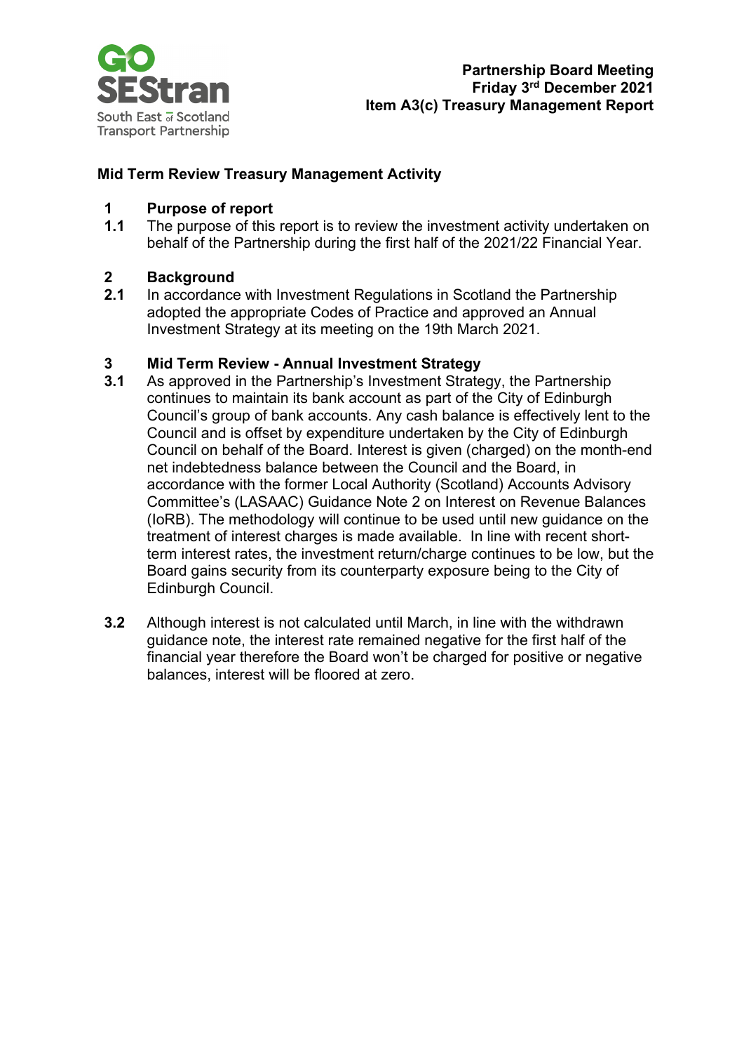**Partnership Board Meeting**
**Friday 3rd December 2021**
**Item A3(c) Treasury Management Report**

## Mid Term Review Treasury Management Activity

### 1 Purpose of report

**1.1** The purpose of this report is to review the investment activity undertaken on behalf of the Partnership during the first half of the 2021/22 Financial Year.

### 2 Background

**2.1** In accordance with Investment Regulations in Scotland the Partnership adopted the appropriate Codes of Practice and approved an Annual Investment Strategy at its meeting on the 19th March 2021.

### 3 Mid Term Review - Annual Investment Strategy

**3.1** As approved in the Partnership's Investment Strategy, the Partnership continues to maintain its bank account as part of the City of Edinburgh Council's group of bank accounts. Any cash balance is effectively lent to the Council and is offset by expenditure undertaken by the City of Edinburgh Council on behalf of the Board. Interest is given (charged) on the month-end net indebtedness balance between the Council and the Board, in accordance with the former Local Authority (Scotland) Accounts Advisory Committee's (LASAAC) Guidance Note 2 on Interest on Revenue Balances (IoRB). The methodology will continue to be used until new guidance on the treatment of interest charges is made available. In line with recent short-term interest rates, the investment return/charge continues to be low, but the Board gains security from its counterparty exposure being to the City of Edinburgh Council.

**3.2** Although interest is not calculated until March, in line with the withdrawn guidance note, the interest rate remained negative for the first half of the financial year therefore the Board won't be charged for positive or negative balances, interest will be floored at zero.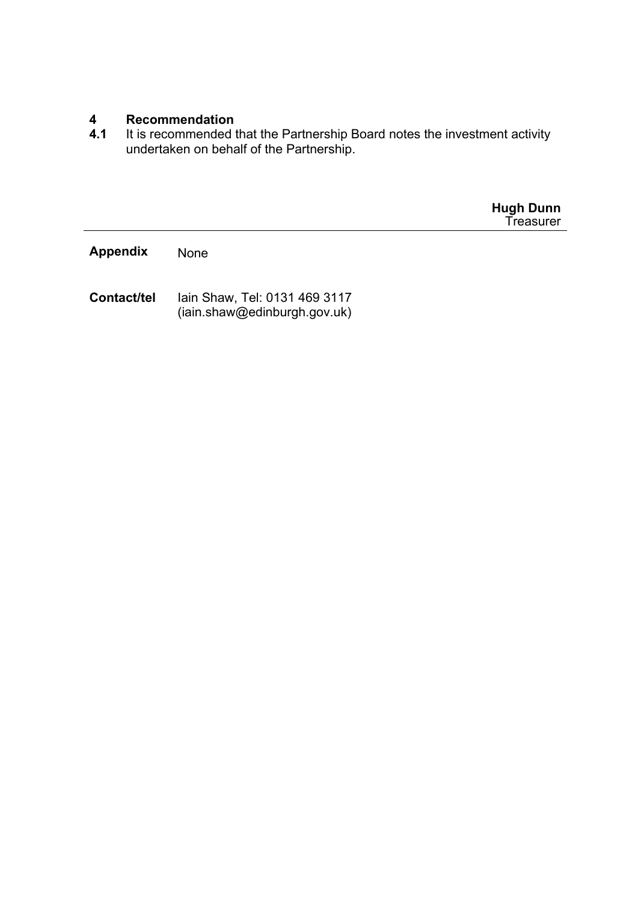## 4 Recommendation

**4.1** It is recommended that the Partnership Board notes the investment activity undertaken on behalf of the Partnership.

**Hugh Dunn**
Treasurer

---

| | |
|---|---|
| **Appendix** | None |
| **Contact/tel** | Iain Shaw, Tel: 0131 469 3117 (iain.shaw@edinburgh.gov.uk) |